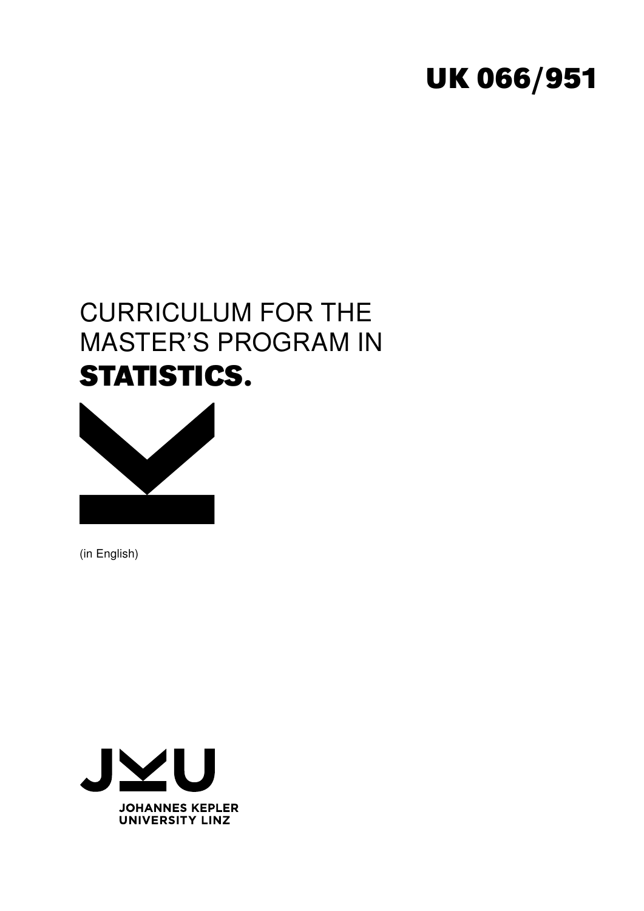# UK 066/951

# CURRICULUM FOR THE MASTER'S PROGRAM IN **STATISTICS.**

(in English)

JOHANNES KEPLER UNIVERSITY LINZ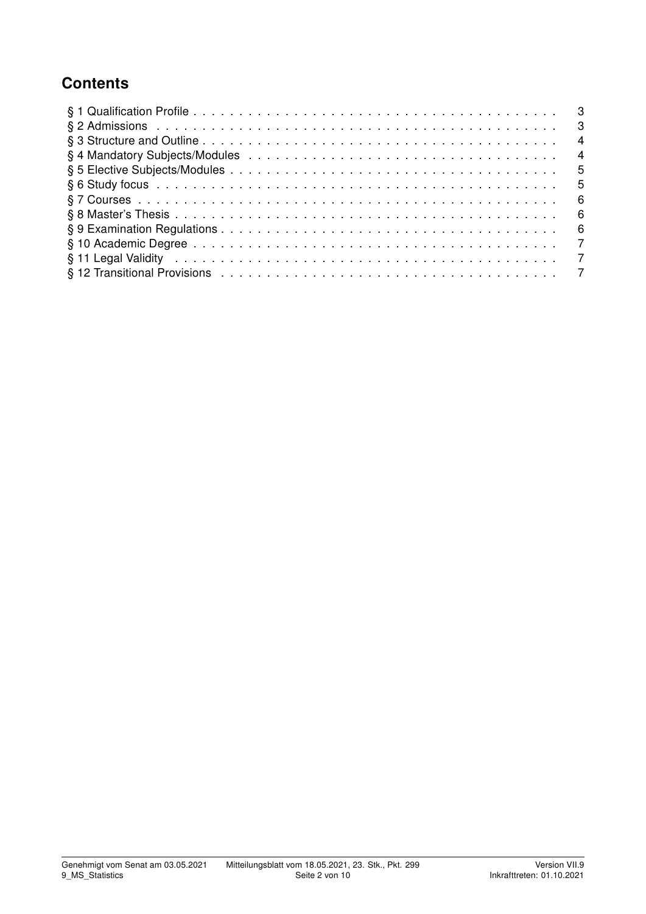## Contents

§ 1 Qualification Profile . . . . . . . . . . 3
§ 2 Admissions . . . . . . . . . . 3
§ 3 Structure and Outline . . . . . . . . . . 4
§ 4 Mandatory Subjects/Modules . . . . . . . . . . 4
§ 5 Elective Subjects/Modules . . . . . . . . . . 5
§ 6 Study focus . . . . . . . . . . 5
§ 7 Courses . . . . . . . . . . 6
§ 8 Master's Thesis . . . . . . . . . . 6
§ 9 Examination Regulations . . . . . . . . . . 6
§ 10 Academic Degree . . . . . . . . . . 7
§ 11 Legal Validity . . . . . . . . . . 7
§ 12 Transitional Provisions . . . . . . . . . . 7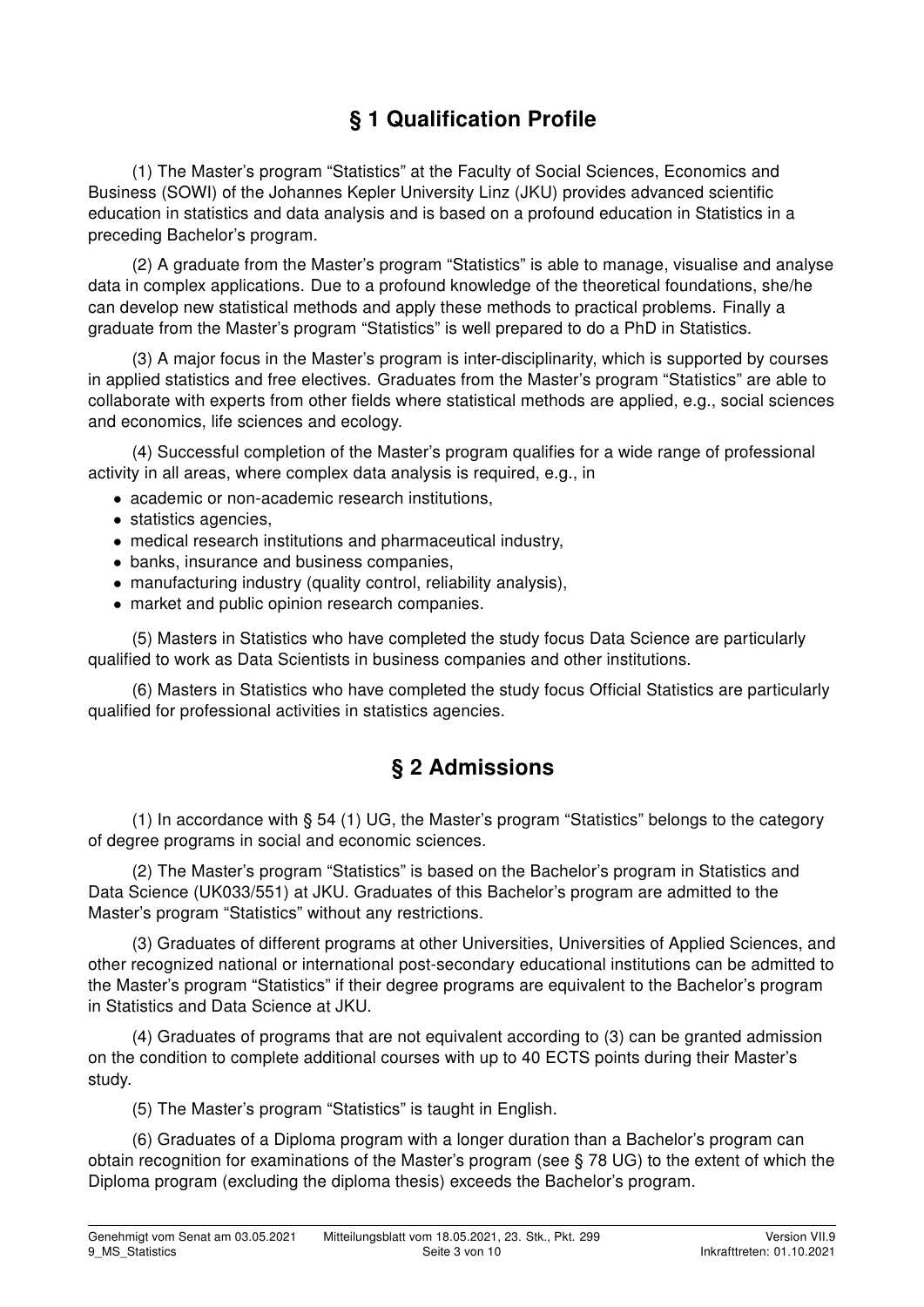## § 1 Qualification Profile

(1) The Master's program "Statistics" at the Faculty of Social Sciences, Economics and Business (SOWI) of the Johannes Kepler University Linz (JKU) provides advanced scientific education in statistics and data analysis and is based on a profound education in Statistics in a preceding Bachelor's program.

(2) A graduate from the Master's program "Statistics" is able to manage, visualise and analyse data in complex applications. Due to a profound knowledge of the theoretical foundations, she/he can develop new statistical methods and apply these methods to practical problems. Finally a graduate from the Master's program "Statistics" is well prepared to do a PhD in Statistics.

(3) A major focus in the Master's program is inter-disciplinarity, which is supported by courses in applied statistics and free electives. Graduates from the Master's program "Statistics" are able to collaborate with experts from other fields where statistical methods are applied, e.g., social sciences and economics, life sciences and ecology.

(4) Successful completion of the Master's program qualifies for a wide range of professional activity in all areas, where complex data analysis is required, e.g., in

- academic or non-academic research institutions,
- statistics agencies,
- medical research institutions and pharmaceutical industry,
- banks, insurance and business companies,
- manufacturing industry (quality control, reliability analysis),
- market and public opinion research companies.

(5) Masters in Statistics who have completed the study focus Data Science are particularly qualified to work as Data Scientists in business companies and other institutions.

(6) Masters in Statistics who have completed the study focus Official Statistics are particularly qualified for professional activities in statistics agencies.

## § 2 Admissions

(1) In accordance with § 54 (1) UG, the Master's program "Statistics" belongs to the category of degree programs in social and economic sciences.

(2) The Master's program "Statistics" is based on the Bachelor's program in Statistics and Data Science (UK033/551) at JKU. Graduates of this Bachelor's program are admitted to the Master's program "Statistics" without any restrictions.

(3) Graduates of different programs at other Universities, Universities of Applied Sciences, and other recognized national or international post-secondary educational institutions can be admitted to the Master's program "Statistics" if their degree programs are equivalent to the Bachelor's program in Statistics and Data Science at JKU.

(4) Graduates of programs that are not equivalent according to (3) can be granted admission on the condition to complete additional courses with up to 40 ECTS points during their Master's study.

(5) The Master's program "Statistics" is taught in English.

(6) Graduates of a Diploma program with a longer duration than a Bachelor's program can obtain recognition for examinations of the Master's program (see § 78 UG) to the extent of which the Diploma program (excluding the diploma thesis) exceeds the Bachelor's program.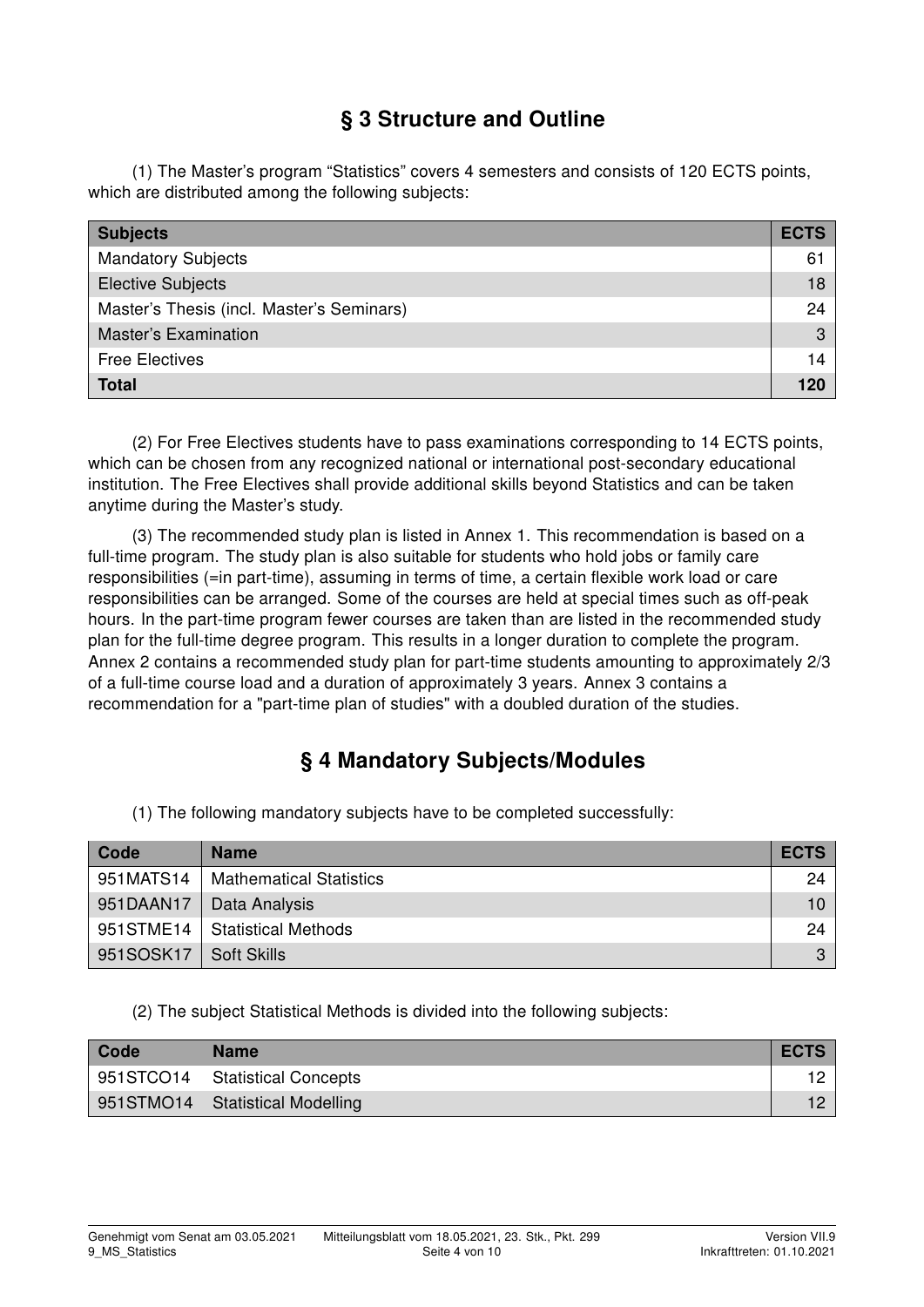## § 3 Structure and Outline

(1) The Master's program "Statistics" covers 4 semesters and consists of 120 ECTS points, which are distributed among the following subjects:

| Subjects | ECTS |
|---|---|
| Mandatory Subjects | 61 |
| Elective Subjects | 18 |
| Master's Thesis (incl. Master's Seminars) | 24 |
| Master's Examination | 3 |
| Free Electives | 14 |
| **Total** | **120** |

(2) For Free Electives students have to pass examinations corresponding to 14 ECTS points, which can be chosen from any recognized national or international post-secondary educational institution. The Free Electives shall provide additional skills beyond Statistics and can be taken anytime during the Master's study.

(3) The recommended study plan is listed in Annex 1. This recommendation is based on a full-time program. The study plan is also suitable for students who hold jobs or family care responsibilities (=in part-time), assuming in terms of time, a certain flexible work load or care responsibilities can be arranged. Some of the courses are held at special times such as off-peak hours. In the part-time program fewer courses are taken than are listed in the recommended study plan for the full-time degree program. This results in a longer duration to complete the program. Annex 2 contains a recommended study plan for part-time students amounting to approximately 2/3 of a full-time course load and a duration of approximately 3 years. Annex 3 contains a recommendation for a "part-time plan of studies" with a doubled duration of the studies.

## § 4 Mandatory Subjects/Modules

(1) The following mandatory subjects have to be completed successfully:

| Code | Name | ECTS |
|---|---|---|
| 951MATS14 | Mathematical Statistics | 24 |
| 951DAAN17 | Data Analysis | 10 |
| 951STME14 | Statistical Methods | 24 |
| 951SOSK17 | Soft Skills | 3 |

(2) The subject Statistical Methods is divided into the following subjects:

| Code | Name | ECTS |
|---|---|---|
| 951STCO14 | Statistical Concepts | 12 |
| 951STMO14 | Statistical Modelling | 12 |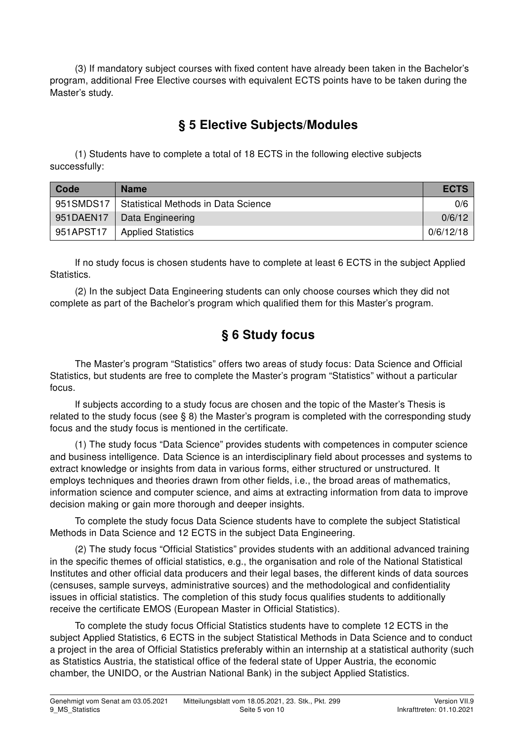(3) If mandatory subject courses with fixed content have already been taken in the Bachelor's program, additional Free Elective courses with equivalent ECTS points have to be taken during the Master's study.

## § 5 Elective Subjects/Modules

(1) Students have to complete a total of 18 ECTS in the following elective subjects successfully:

| Code | Name | ECTS |
|---|---|---|
| 951SMDS17 | Statistical Methods in Data Science | 0/6 |
| 951DAEN17 | Data Engineering | 0/6/12 |
| 951APST17 | Applied Statistics | 0/6/12/18 |

If no study focus is chosen students have to complete at least 6 ECTS in the subject Applied Statistics.

(2) In the subject Data Engineering students can only choose courses which they did not complete as part of the Bachelor's program which qualified them for this Master's program.

## § 6 Study focus

The Master's program "Statistics" offers two areas of study focus: Data Science and Official Statistics, but students are free to complete the Master's program "Statistics" without a particular focus.

If subjects according to a study focus are chosen and the topic of the Master's Thesis is related to the study focus (see § 8) the Master's program is completed with the corresponding study focus and the study focus is mentioned in the certificate.

(1) The study focus "Data Science" provides students with competences in computer science and business intelligence. Data Science is an interdisciplinary field about processes and systems to extract knowledge or insights from data in various forms, either structured or unstructured. It employs techniques and theories drawn from other fields, i.e., the broad areas of mathematics, information science and computer science, and aims at extracting information from data to improve decision making or gain more thorough and deeper insights.

To complete the study focus Data Science students have to complete the subject Statistical Methods in Data Science and 12 ECTS in the subject Data Engineering.

(2) The study focus "Official Statistics" provides students with an additional advanced training in the specific themes of official statistics, e.g., the organisation and role of the National Statistical Institutes and other official data producers and their legal bases, the different kinds of data sources (censuses, sample surveys, administrative sources) and the methodological and confidentiality issues in official statistics. The completion of this study focus qualifies students to additionally receive the certificate EMOS (European Master in Official Statistics).

To complete the study focus Official Statistics students have to complete 12 ECTS in the subject Applied Statistics, 6 ECTS in the subject Statistical Methods in Data Science and to conduct a project in the area of Official Statistics preferably within an internship at a statistical authority (such as Statistics Austria, the statistical office of the federal state of Upper Austria, the economic chamber, the UNIDO, or the Austrian National Bank) in the subject Applied Statistics.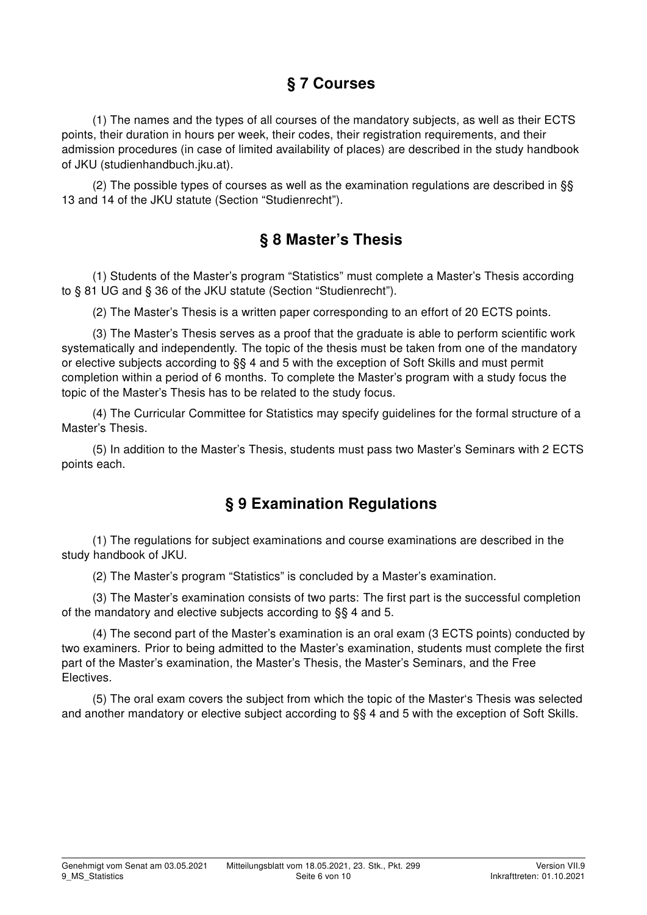## § 7 Courses

(1) The names and the types of all courses of the mandatory subjects, as well as their ECTS points, their duration in hours per week, their codes, their registration requirements, and their admission procedures (in case of limited availability of places) are described in the study handbook of JKU (studienhandbuch.jku.at).

(2) The possible types of courses as well as the examination regulations are described in §§ 13 and 14 of the JKU statute (Section "Studienrecht").

## § 8 Master's Thesis

(1) Students of the Master's program "Statistics" must complete a Master's Thesis according to § 81 UG and § 36 of the JKU statute (Section "Studienrecht").

(2) The Master's Thesis is a written paper corresponding to an effort of 20 ECTS points.

(3) The Master's Thesis serves as a proof that the graduate is able to perform scientific work systematically and independently. The topic of the thesis must be taken from one of the mandatory or elective subjects according to §§ 4 and 5 with the exception of Soft Skills and must permit completion within a period of 6 months. To complete the Master's program with a study focus the topic of the Master's Thesis has to be related to the study focus.

(4) The Curricular Committee for Statistics may specify guidelines for the formal structure of a Master's Thesis.

(5) In addition to the Master's Thesis, students must pass two Master's Seminars with 2 ECTS points each.

## § 9 Examination Regulations

(1) The regulations for subject examinations and course examinations are described in the study handbook of JKU.

(2) The Master's program "Statistics" is concluded by a Master's examination.

(3) The Master's examination consists of two parts: The first part is the successful completion of the mandatory and elective subjects according to §§ 4 and 5.

(4) The second part of the Master's examination is an oral exam (3 ECTS points) conducted by two examiners. Prior to being admitted to the Master's examination, students must complete the first part of the Master's examination, the Master's Thesis, the Master's Seminars, and the Free Electives.

(5) The oral exam covers the subject from which the topic of the Master's Thesis was selected and another mandatory or elective subject according to §§ 4 and 5 with the exception of Soft Skills.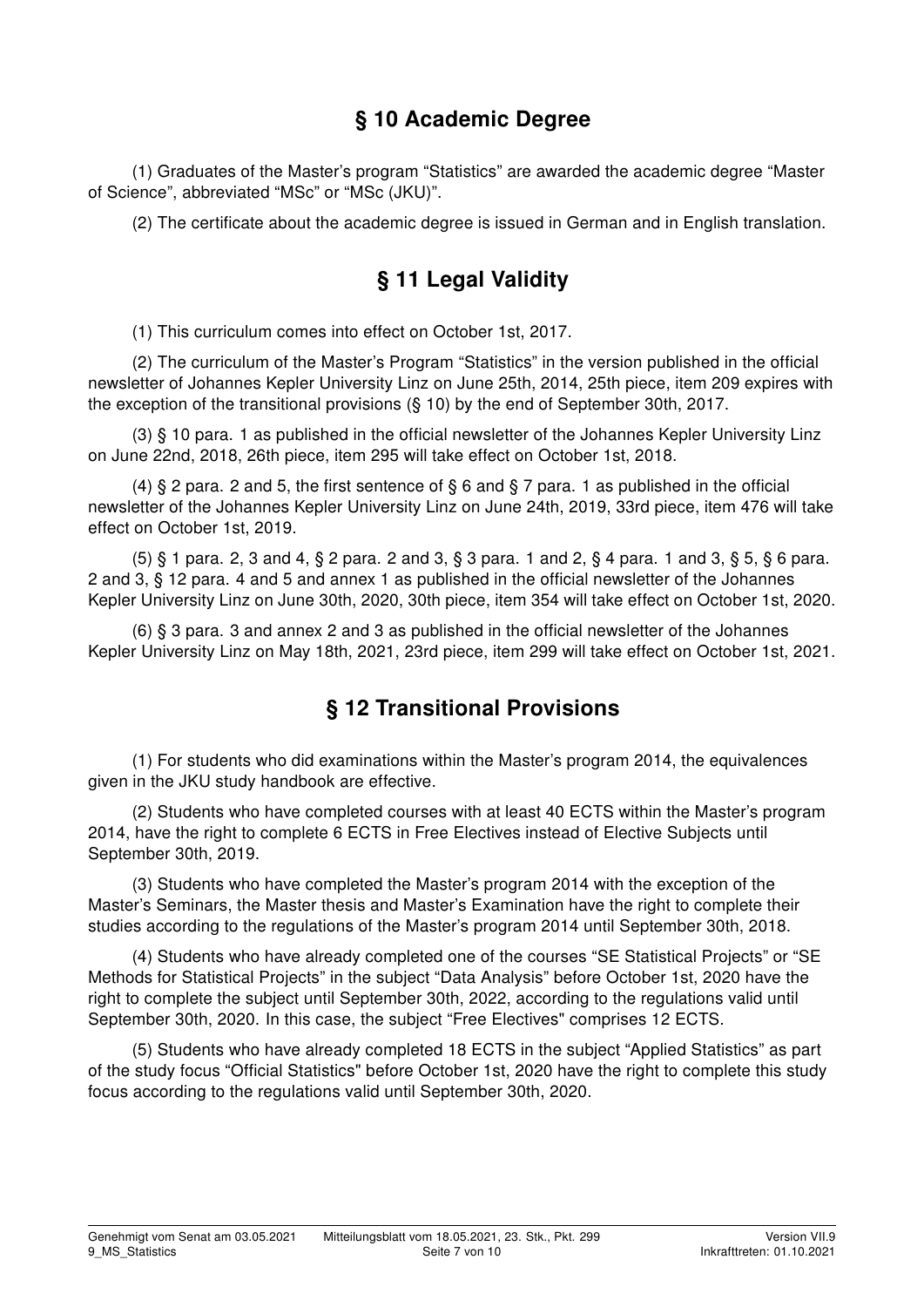## § 10 Academic Degree

(1) Graduates of the Master's program "Statistics" are awarded the academic degree "Master of Science", abbreviated "MSc" or "MSc (JKU)".

(2) The certificate about the academic degree is issued in German and in English translation.

## § 11 Legal Validity

(1) This curriculum comes into effect on October 1st, 2017.

(2) The curriculum of the Master's Program "Statistics" in the version published in the official newsletter of Johannes Kepler University Linz on June 25th, 2014, 25th piece, item 209 expires with the exception of the transitional provisions (§ 10) by the end of September 30th, 2017.

(3) § 10 para. 1 as published in the official newsletter of the Johannes Kepler University Linz on June 22nd, 2018, 26th piece, item 295 will take effect on October 1st, 2018.

(4) § 2 para. 2 and 5, the first sentence of § 6 and § 7 para. 1 as published in the official newsletter of the Johannes Kepler University Linz on June 24th, 2019, 33rd piece, item 476 will take effect on October 1st, 2019.

(5) § 1 para. 2, 3 and 4, § 2 para. 2 and 3, § 3 para. 1 and 2, § 4 para. 1 and 3, § 5, § 6 para. 2 and 3, § 12 para. 4 and 5 and annex 1 as published in the official newsletter of the Johannes Kepler University Linz on June 30th, 2020, 30th piece, item 354 will take effect on October 1st, 2020.

(6) § 3 para. 3 and annex 2 and 3 as published in the official newsletter of the Johannes Kepler University Linz on May 18th, 2021, 23rd piece, item 299 will take effect on October 1st, 2021.

## § 12 Transitional Provisions

(1) For students who did examinations within the Master's program 2014, the equivalences given in the JKU study handbook are effective.

(2) Students who have completed courses with at least 40 ECTS within the Master's program 2014, have the right to complete 6 ECTS in Free Electives instead of Elective Subjects until September 30th, 2019.

(3) Students who have completed the Master's program 2014 with the exception of the Master's Seminars, the Master thesis and Master's Examination have the right to complete their studies according to the regulations of the Master's program 2014 until September 30th, 2018.

(4) Students who have already completed one of the courses "SE Statistical Projects" or "SE Methods for Statistical Projects" in the subject "Data Analysis" before October 1st, 2020 have the right to complete the subject until September 30th, 2022, according to the regulations valid until September 30th, 2020. In this case, the subject "Free Electives" comprises 12 ECTS.

(5) Students who have already completed 18 ECTS in the subject "Applied Statistics" as part of the study focus "Official Statistics" before October 1st, 2020 have the right to complete this study focus according to the regulations valid until September 30th, 2020.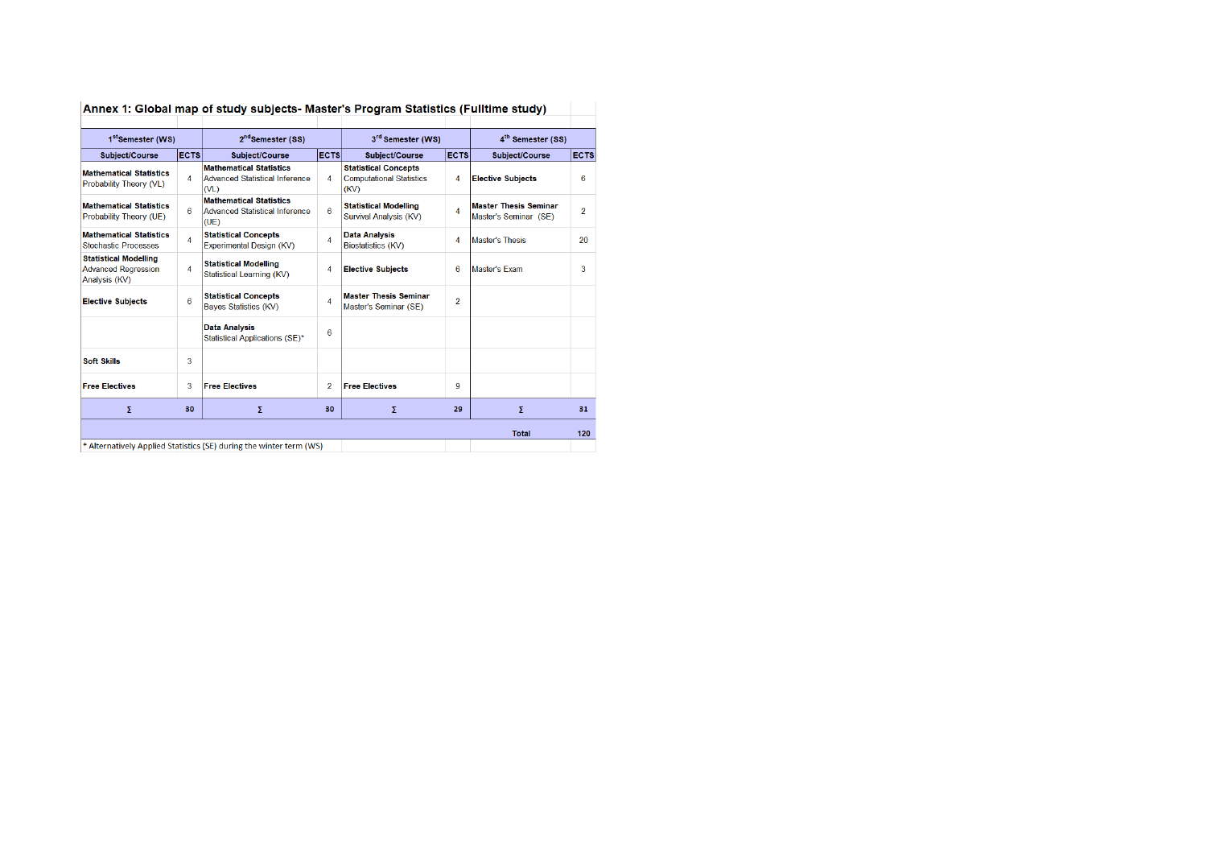## Annex 1: Global map of study subjects- Master's Program Statistics (Fulltime study)

| 1st Semester (WS) | | 2nd Semester (SS) | | 3rd Semester (WS) | | 4th Semester (SS) | |
|---|---|---|---|---|---|---|---|
| **Subject/Course** | **ECTS** | **Subject/Course** | **ECTS** | **Subject/Course** | **ECTS** | **Subject/Course** | **ECTS** |
| **Mathematical Statistics** Probability Theory (VL) | 4 | **Mathematical Statistics** Advanced Statistical Inference (VL) | 4 | **Statistical Concepts** Computational Statistics (KV) | 4 | **Elective Subjects** | 6 |
| **Mathematical Statistics** Probability Theory (UE) | 6 | **Mathematical Statistics** Advanced Statistical Inference (UE) | 6 | **Statistical Modelling** Survival Analysis (KV) | 4 | **Master Thesis Seminar** Master's Seminar (SE) | 2 |
| **Mathematical Statistics** Stochastic Processes | 4 | **Statistical Concepts** Experimental Design (KV) | 4 | **Data Analysis** Biostatistics (KV) | 4 | Master's Thesis | 20 |
| **Statistical Modelling** Advanced Regression Analysis (KV) | 4 | **Statistical Modelling** Statistical Learning (KV) | 4 | **Elective Subjects** | 6 | Master's Exam | 3 |
| **Elective Subjects** | 6 | **Statistical Concepts** Bayes Statistics (KV) | 4 | **Master Thesis Seminar** Master's Seminar (SE) | 2 | | |
| | | **Data Analysis** Statistical Applications (SE)* | 6 | | | | |
| **Soft Skills** | 3 | | | | | | |
| **Free Electives** | 3 | **Free Electives** | 2 | **Free Electives** | 9 | | |
| **Σ** | **30** | **Σ** | **30** | **Σ** | **29** | **Σ** | **31** |
| | | | | | | **Total** | **120** |

* Alternatively Applied Statistics (SE) during the winter term (WS)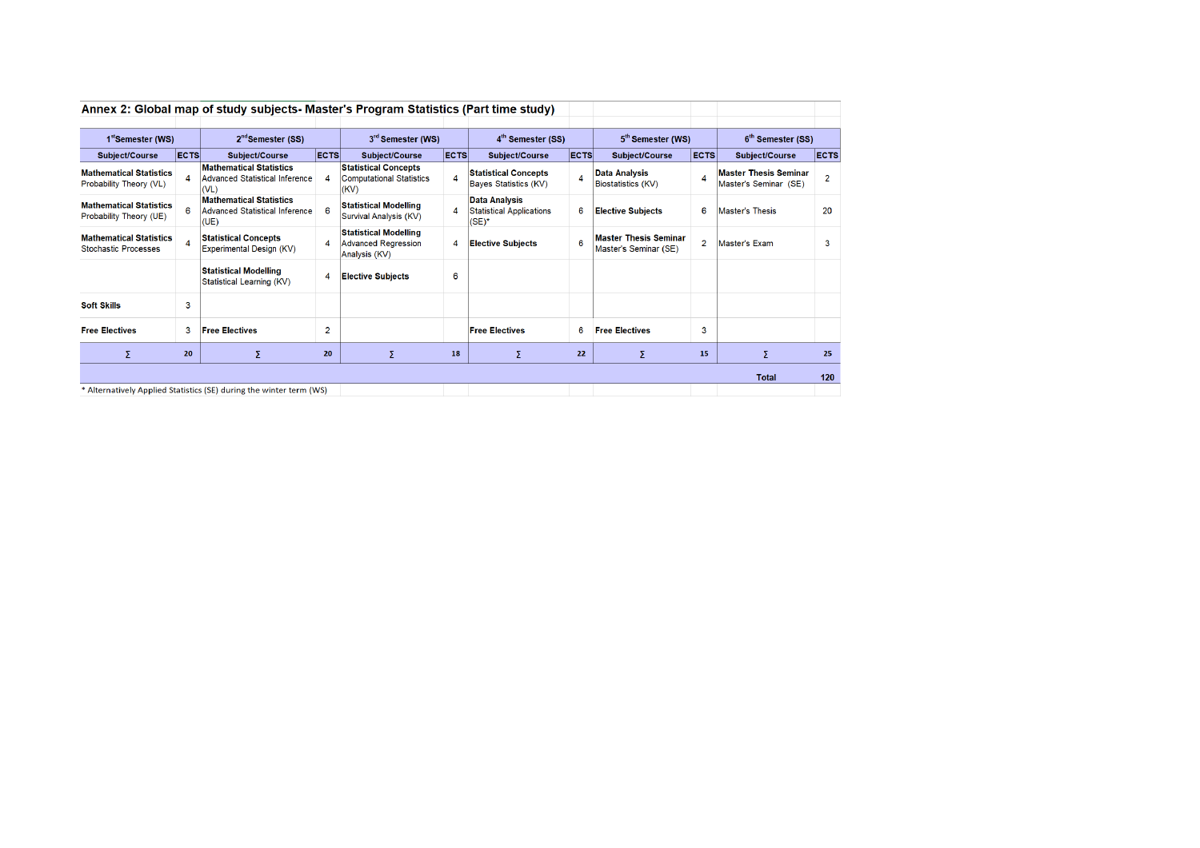## Annex 2: Global map of study subjects- Master's Program Statistics (Part time study)

| 1st Semester (WS) | | 2nd Semester (SS) | | 3rd Semester (WS) | | 4th Semester (SS) | | 5th Semester (WS) | | 6th Semester (SS) | |
|---|---|---|---|---|---|---|---|---|---|---|---|
| Subject/Course | ECTS | Subject/Course | ECTS | Subject/Course | ECTS | Subject/Course | ECTS | Subject/Course | ECTS | Subject/Course | ECTS |
| **Mathematical Statistics** Probability Theory (VL) | 4 | **Mathematical Statistics** Advanced Statistical Inference (VL) | 4 | **Statistical Concepts** Computational Statistics (KV) | 4 | **Statistical Concepts** Bayes Statistics (KV) | 4 | **Data Analysis** Biostatistics (KV) | 4 | **Master Thesis Seminar** Master's Seminar (SE) | 2 |
| **Mathematical Statistics** Probability Theory (UE) | 6 | **Mathematical Statistics** Advanced Statistical Inference (UE) | 6 | **Statistical Modelling** Survival Analysis (KV) | 4 | **Data Analysis** Statistical Applications (SE)* | 6 | **Elective Subjects** | 6 | Master's Thesis | 20 |
| **Mathematical Statistics** Stochastic Processes | 4 | **Statistical Concepts** Experimental Design (KV) | 4 | **Statistical Modelling** Advanced Regression Analysis (KV) | 4 | **Elective Subjects** | 6 | **Master Thesis Seminar** Master's Seminar (SE) | 2 | Master's Exam | 3 |
| | | **Statistical Modelling** Statistical Learning (KV) | 4 | **Elective Subjects** | 6 | | | | | | |
| **Soft Skills** | 3 | | | | | | | | | | |
| **Free Electives** | 3 | **Free Electives** | 2 | | | **Free Electives** | 6 | **Free Electives** | 3 | | |
| ∑ | 20 | ∑ | 20 | ∑ | 18 | ∑ | 22 | ∑ | 15 | ∑ | 25 |
| | | | | | | | | | | **Total** | **120** |

\* Alternatively Applied Statistics (SE) during the winter term (WS)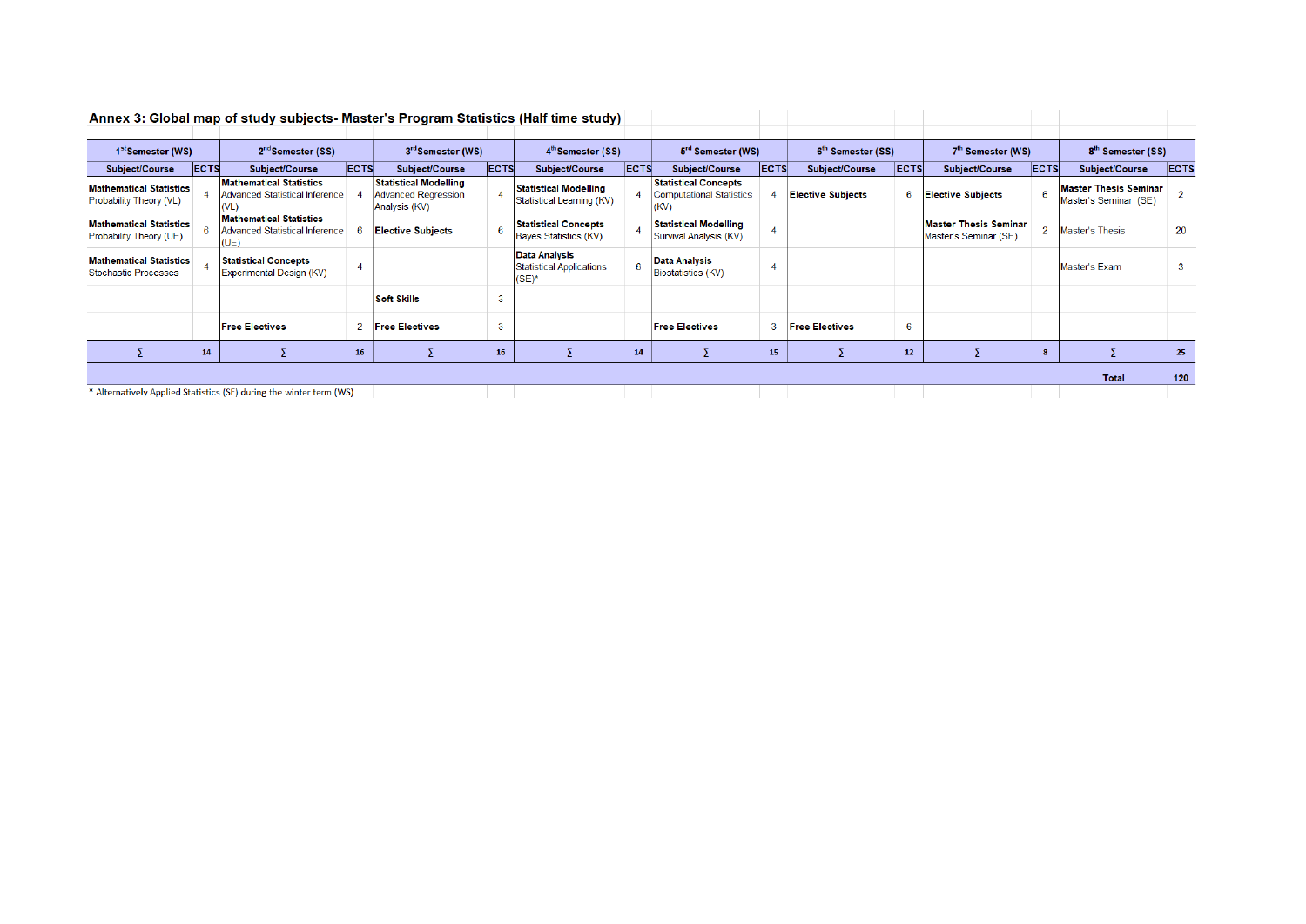## Annex 3: Global map of study subjects- Master's Program Statistics (Half time study)

| 1st Semester (WS) | | 2nd Semester (SS) | | 3rd Semester (WS) | | 4th Semester (SS) | | 5th Semester (WS) | | 6th Semester (SS) | | 7th Semester (WS) | | 8th Semester (SS) | |
|---|---|---|---|---|---|---|---|---|---|---|---|---|---|---|---|
| Subject/Course | ECTS | Subject/Course | ECTS | Subject/Course | ECTS | Subject/Course | ECTS | Subject/Course | ECTS | Subject/Course | ECTS | Subject/Course | ECTS | Subject/Course | ECTS |
| **Mathematical Statistics** Probability Theory (VL) | 4 | **Mathematical Statistics** Advanced Statistical Inference (VL) | 4 | **Statistical Modelling** Advanced Regression Analysis (KV) | 4 | **Statistical Modelling** Statistical Learning (KV) | 4 | **Statistical Concepts** Computational Statistics (KV) | 4 | **Elective Subjects** | 6 | **Elective Subjects** | 6 | **Master Thesis Seminar** Master's Seminar (SE) | 2 |
| **Mathematical Statistics** Probability Theory (UE) | 6 | **Mathematical Statistics** Advanced Statistical Inference (UE) | 6 | **Elective Subjects** | 6 | **Statistical Concepts** Bayes Statistics (KV) | 4 | **Statistical Modelling** Survival Analysis (KV) | 4 | | | **Master Thesis Seminar** Master's Seminar (SE) | 2 | Master's Thesis | 20 |
| **Mathematical Statistics** Stochastic Processes | 4 | **Statistical Concepts** Experimental Design (KV) | 4 | | | **Data Analysis** Statistical Applications (SE)* | 6 | **Data Analysis** Biostatistics (KV) | 4 | | | | | Master's Exam | 3 |
| | | | | **Soft Skills** | 3 | | | | | | | | | | |
| | | **Free Electives** | 2 | **Free Electives** | 3 | | | **Free Electives** | 3 | **Free Electives** | 6 | | | | |
| ∑ | 14 | ∑ | 16 | ∑ | 16 | ∑ | 14 | ∑ | 15 | ∑ | 12 | ∑ | 8 | ∑ | 25 |
| | | | | | | | | | | | | | | **Total** | **120** |

\* Alternatively Applied Statistics (SE) during the winter term (WS)